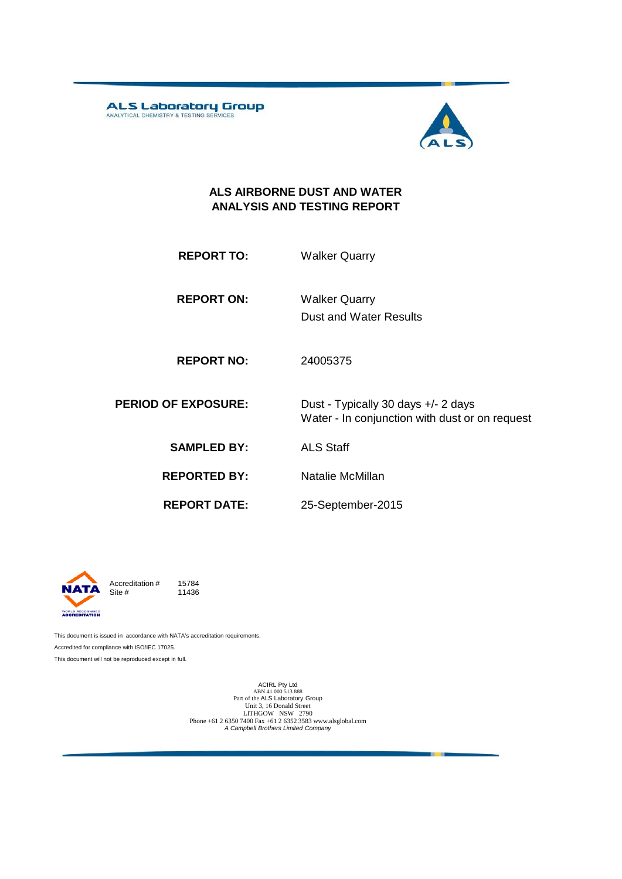ALS Laboratory Group
ANALYTICAL CHEMISTRY & TESTING SERVICES

# ALS AIRBORNE DUST AND WATER ANALYSIS AND TESTING REPORT

| | |
|---|---|
| **REPORT TO:** | Walker Quarry |
| **REPORT ON:** | Walker Quarry<br>Dust and Water Results |
| **REPORT NO:** | 24005375 |
| **PERIOD OF EXPOSURE:** | Dust - Typically 30 days +/- 2 days<br>Water - In conjunction with dust or on request |
| **SAMPLED BY:** | ALS Staff |
| **REPORTED BY:** | Natalie McMillan |
| **REPORT DATE:** | 25-September-2015 |

NATA WORLD RECOGNISED ACCREDITATION

Accreditation # 15784
Site # 11436

This document is issued in accordance with NATA's accreditation requirements.

Accredited for compliance with ISO/IEC 17025.

This document will not be reproduced except in full.

ACIRL Pty Ltd
ABN 41 000 513 888
Part of the ALS Laboratory Group
Unit 3, 16 Donald Street
LITHGOW NSW 2790
Phone +61 2 6350 7400 Fax +61 2 6352 3583 www.alsglobal.com
*A Campbell Brothers Limited Company*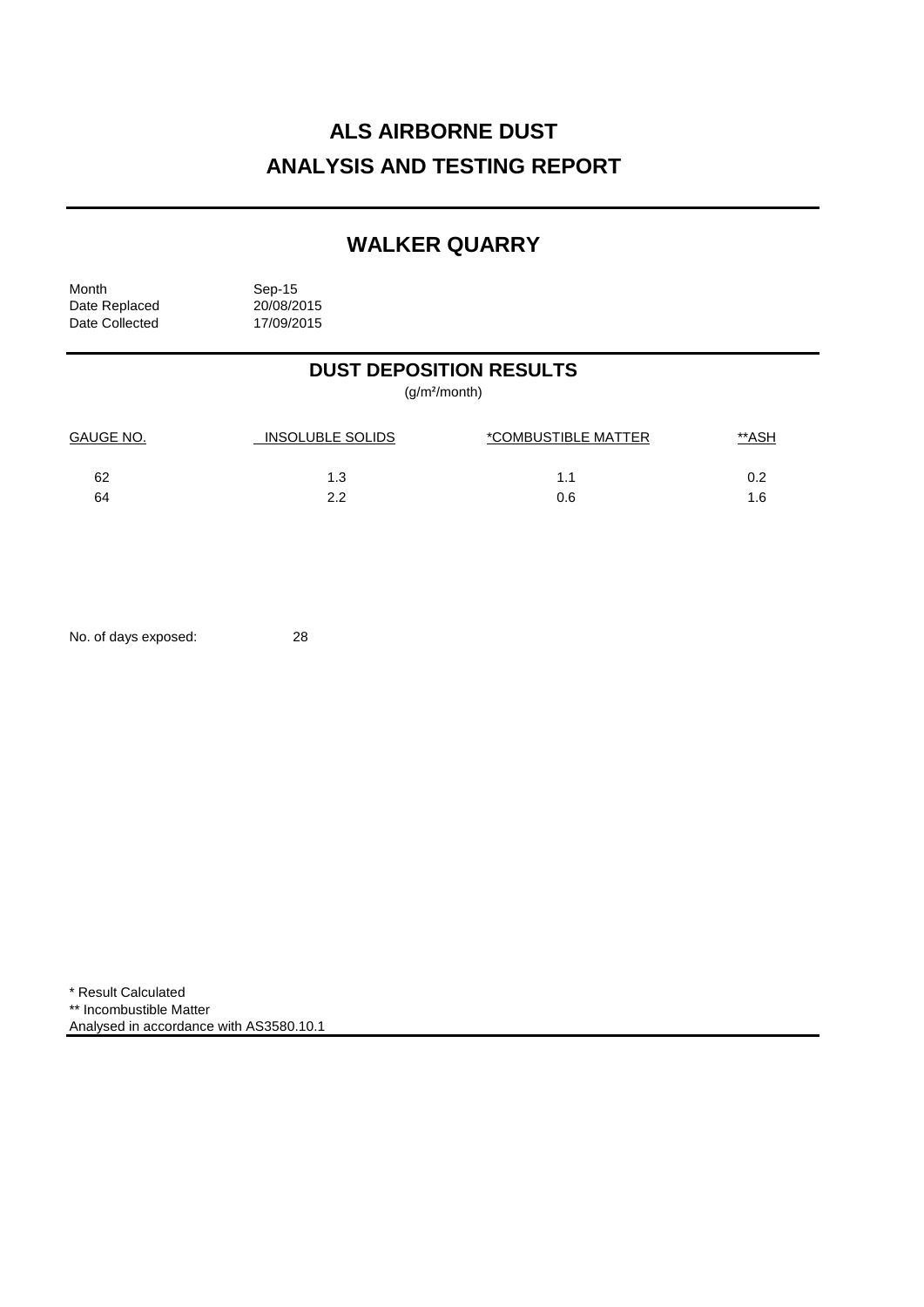# ALS AIRBORNE DUST
# ANALYSIS AND TESTING REPORT

## WALKER QUARRY

Month Sep-15
Date Replaced 20/08/2015
Date Collected 17/09/2015

### DUST DEPOSITION RESULTS

(g/m²/month)

| GAUGE NO. | INSOLUBLE SOLIDS | *COMBUSTIBLE MATTER | **ASH |
|---|---|---|---|
| 62 | 1.3 | 1.1 | 0.2 |
| 64 | 2.2 | 0.6 | 1.6 |

No. of days exposed: 28

\* Result Calculated
\** Incombustible Matter
Analysed in accordance with AS3580.10.1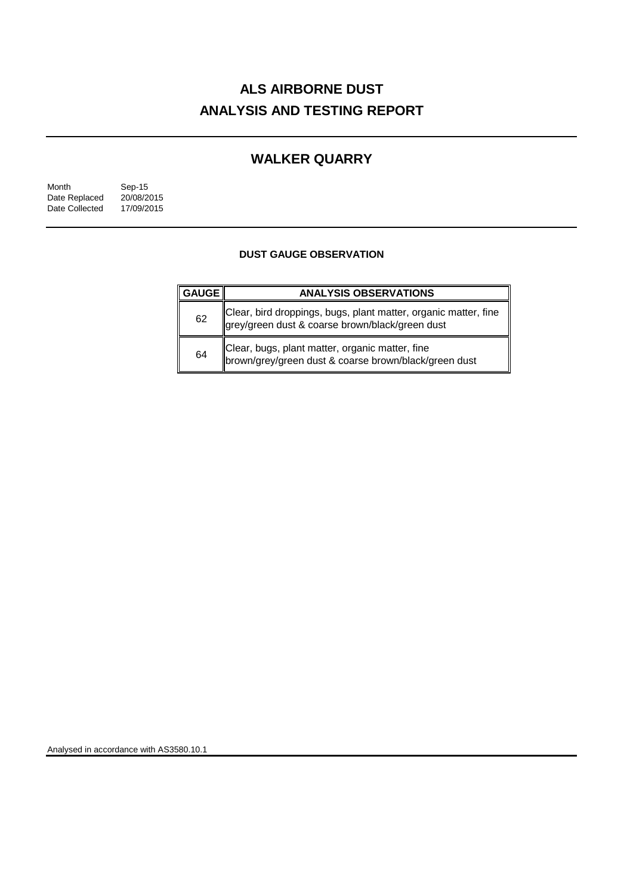# ALS AIRBORNE DUST
# ANALYSIS AND TESTING REPORT

## WALKER QUARRY

| | |
|---|---|
| Month | Sep-15 |
| Date Replaced | 20/08/2015 |
| Date Collected | 17/09/2015 |

### DUST GAUGE OBSERVATION

| GAUGE | ANALYSIS OBSERVATIONS |
|---|---|
| 62 | Clear, bird droppings, bugs, plant matter, organic matter, fine grey/green dust & coarse brown/black/green dust |
| 64 | Clear, bugs, plant matter, organic matter, fine brown/grey/green dust & coarse brown/black/green dust |

Analysed in accordance with AS3580.10.1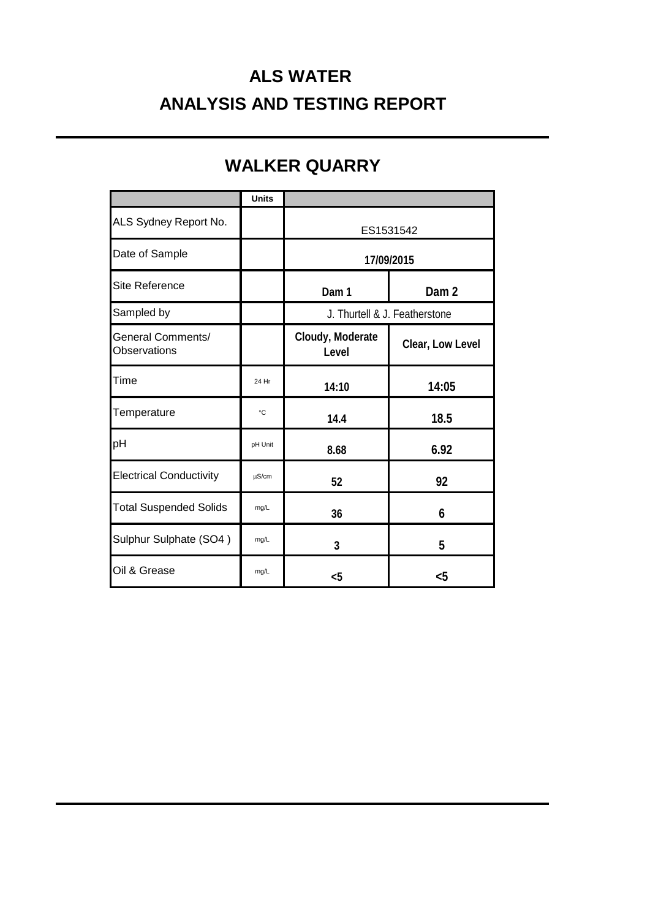# ALS WATER

# ANALYSIS AND TESTING REPORT

## WALKER QUARRY

| | Units | | |
|---|---|---|---|
| ALS Sydney Report No. | | ES1531542 | |
| Date of Sample | | **17/09/2015** | |
| Site Reference | | **Dam 1** | **Dam 2** |
| Sampled by | | J. Thurtell & J. Featherstone | |
| General Comments/ Observations | | **Cloudy, Moderate Level** | **Clear, Low Level** |
| Time | 24 Hr | **14:10** | **14:05** |
| Temperature | °C | **14.4** | **18.5** |
| pH | pH Unit | **8.68** | **6.92** |
| Electrical Conductivity | µS/cm | **52** | **92** |
| Total Suspended Solids | mg/L | **36** | **6** |
| Sulphur Sulphate (SO4 ) | mg/L | **3** | **5** |
| Oil & Grease | mg/L | **<5** | **<5** |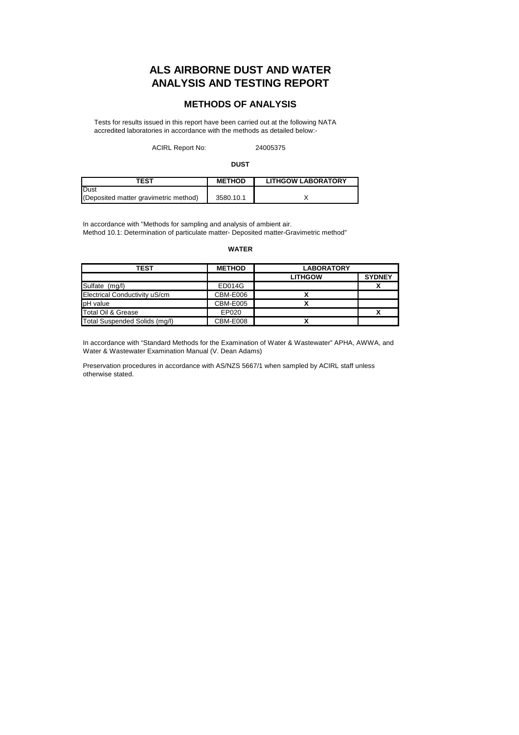# ALS AIRBORNE DUST AND WATER ANALYSIS AND TESTING REPORT

## METHODS OF ANALYSIS

Tests for results issued in this report have been carried out at the following NATA accredited laboratories in accordance with the methods as detailed below:-

ACIRL Report No: 24005375

**DUST**

| TEST | METHOD | LITHGOW LABORATORY |
|---|---|---|
| Dust (Deposited matter gravimetric method) | 3580.10.1 | X |

In accordance with "Methods for sampling and analysis of ambient air.
Method 10.1: Determination of particulate matter- Deposited matter-Gravimetric method"

**WATER**

| TEST | METHOD | LABORATORY | |
|---|---|---|---|
| | | LITHGOW | SYDNEY |
| Sulfate (mg/l) | ED014G | | X |
| Electrical Conductivity uS/cm | CBM-E006 | X | |
| pH value | CBM-E005 | X | |
| Total Oil & Grease | EP020 | | X |
| Total Suspended Solids (mg/l) | CBM-E008 | X | |

In accordance with "Standard Methods for the Examination of Water & Wastewater" APHA, AWWA, and Water & Wastewater Examination Manual (V. Dean Adams)

Preservation procedures in accordance with AS/NZS 5667/1 when sampled by ACIRL staff unless otherwise stated.